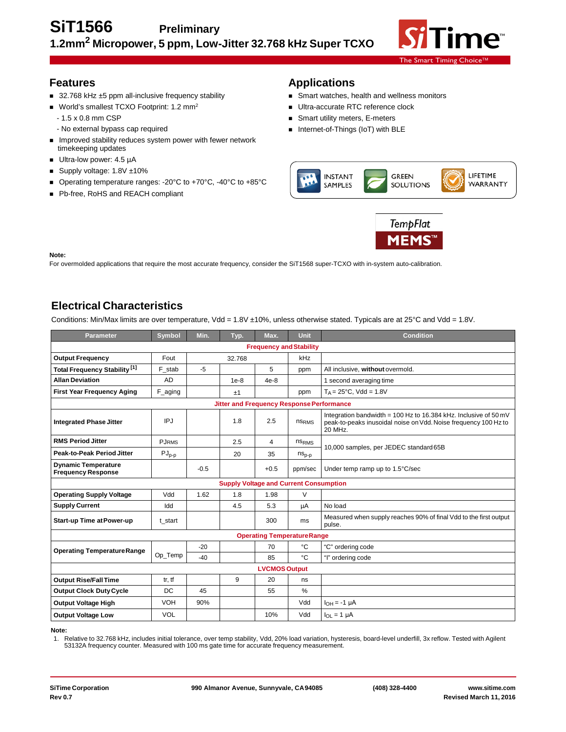# SiT1566 Preliminary

## 1.2mm² Micropower, 5 ppm, Low-Jitter 32.768 kHz Super TCXO

## Features

- 32.768 kHz ±5 ppm all-inclusive frequency stability
- World's smallest TCXO Footprint: 1.2 mm²
  - 1.5 x 0.8 mm CSP
  - No external bypass cap required
- Improved stability reduces system power with fewer network timekeeping updates
- Ultra-low power: 4.5 µA
- Supply voltage: 1.8V ±10%
- Operating temperature ranges: -20°C to +70°C, -40°C to +85°C
- Pb-free, RoHS and REACH compliant

## Applications

- Smart watches, health and wellness monitors
- Ultra-accurate RTC reference clock
- Smart utility meters, E-meters
- Internet-of-Things (IoT) with BLE

**Note:**
For overmolded applications that require the most accurate frequency, consider the SiT1568 super-TCXO with in-system auto-calibration.

## Electrical Characteristics

Conditions: Min/Max limits are over temperature, Vdd = 1.8V ±10%, unless otherwise stated. Typicals are at 25°C and Vdd = 1.8V.

| Parameter | Symbol | Min. | Typ. | Max. | Unit | Condition |
|---|---|---|---|---|---|---|
| **Frequency and Stability** | | | | | | |
| **Output Frequency** | Fout | | 32.768 | | kHz | |
| **Total Frequency Stability** [1] | F_stab | -5 | | 5 | ppm | All inclusive, **without** overmold. |
| **Allan Deviation** | AD | | 1e-8 | 4e-8 | | 1 second averaging time |
| **First Year Frequency Aging** | F_aging | | ±1 | | ppm | $T_A$ = 25°C, Vdd = 1.8V |
| **Jitter and Frequency Response Performance** | | | | | | |
| **Integrated Phase Jitter** | IPJ | | 1.8 | 2.5 | $ns_{RMS}$ | Integration bandwidth = 100 Hz to 16.384 kHz. Inclusive of 50 mV peak-to-peaks inusoidal noise on Vdd. Noise frequency 100 Hz to 20 MHz. |
| **RMS Period Jitter** | $PJ_{RMS}$ | | 2.5 | 4 | $ns_{RMS}$ | 10,000 samples, per JEDEC standard 65B |
| **Peak-to-Peak Period Jitter** | $PJ_{p-p}$ | | 20 | 35 | $ns_{p-p}$ | |
| **Dynamic Temperature Frequency Response** | | -0.5 | | +0.5 | ppm/sec | Under temp ramp up to 1.5°C/sec |
| **Supply Voltage and Current Consumption** | | | | | | |
| **Operating Supply Voltage** | Vdd | 1.62 | 1.8 | 1.98 | V | |
| **Supply Current** | Idd | | 4.5 | 5.3 | µA | No load |
| **Start-up Time at Power-up** | t_start | | | 300 | ms | Measured when supply reaches 90% of final Vdd to the first output pulse. |
| **Operating Temperature Range** | | | | | | |
| **Operating Temperature Range** | Op_Temp | -20 | | 70 | °C | "C" ordering code |
| | | -40 | | 85 | °C | "I" ordering code |
| **LVCMOS Output** | | | | | | |
| **Output Rise/Fall Time** | tr, tf | | 9 | 20 | ns | |
| **Output Clock Duty Cycle** | DC | 45 | | 55 | % | |
| **Output Voltage High** | VOH | 90% | | | Vdd | $I_{OH}$ = -1 µA |
| **Output Voltage Low** | VOL | | | 10% | Vdd | $I_{OL}$ = 1 µA |

**Note:**
1. Relative to 32.768 kHz, includes initial tolerance, over temp stability, Vdd, 20% load variation, hysteresis, board-level underfill, 3x reflow. Tested with Agilent 53132A frequency counter. Measured with 100 ms gate time for accurate frequency measurement.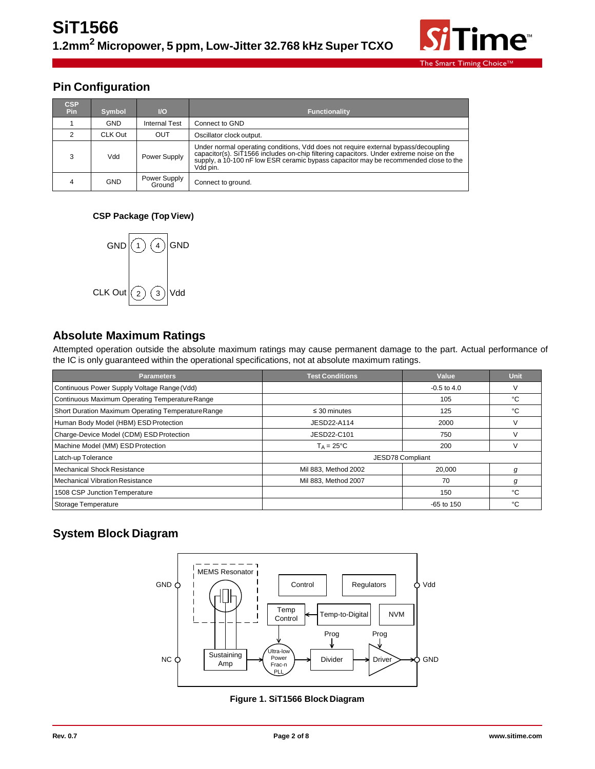## Pin Configuration

| CSP Pin | Symbol | I/O | Functionality |
|---|---|---|---|
| 1 | GND | Internal Test | Connect to GND |
| 2 | CLK Out | OUT | Oscillator clock output. |
| 3 | Vdd | Power Supply | Under normal operating conditions, Vdd does not require external bypass/decoupling capacitor(s). SiT1566 includes on-chip filtering capacitors. Under extreme noise on the supply, a 10-100 nF low ESR ceramic bypass capacitor may be recommended close to the Vdd pin. |
| 4 | GND | Power Supply Ground | Connect to ground. |

**CSP Package (Top View)**

GND (1) (4) GND

CLK Out (2) (3) Vdd

## Absolute Maximum Ratings

Attempted operation outside the absolute maximum ratings may cause permanent damage to the part. Actual performance of the IC is only guaranteed within the operational specifications, not at absolute maximum ratings.

| Parameters | Test Conditions | Value | Unit |
|---|---|---|---|
| Continuous Power Supply Voltage Range (Vdd) | | -0.5 to 4.0 | V |
| Continuous Maximum Operating Temperature Range | | 105 | °C |
| Short Duration Maximum Operating Temperature Range | ≤ 30 minutes | 125 | °C |
| Human Body Model (HBM) ESD Protection | JESD22-A114 | 2000 | V |
| Charge-Device Model (CDM) ESD Protection | JESD22-C101 | 750 | V |
| Machine Model (MM) ESD Protection | $T_A$ = 25°C | 200 | V |
| Latch-up Tolerance | JESD78 Compliant | | |
| Mechanical Shock Resistance | Mil 883, Method 2002 | 20,000 | *g* |
| Mechanical Vibration Resistance | Mil 883, Method 2007 | 70 | *g* |
| 1508 CSP Junction Temperature | | 150 | °C |
| Storage Temperature | | -65 to 150 | °C |

## System Block Diagram

GND, NC, Vdd, GND; MEMS Resonator; Control; Regulators; Temp Control; Temp-to-Digital; NVM; Prog; Prog; Sustaining Amp; Ultra-low Power Frac-n PLL; Divider; Driver

**Figure 1. SiT1566 Block Diagram**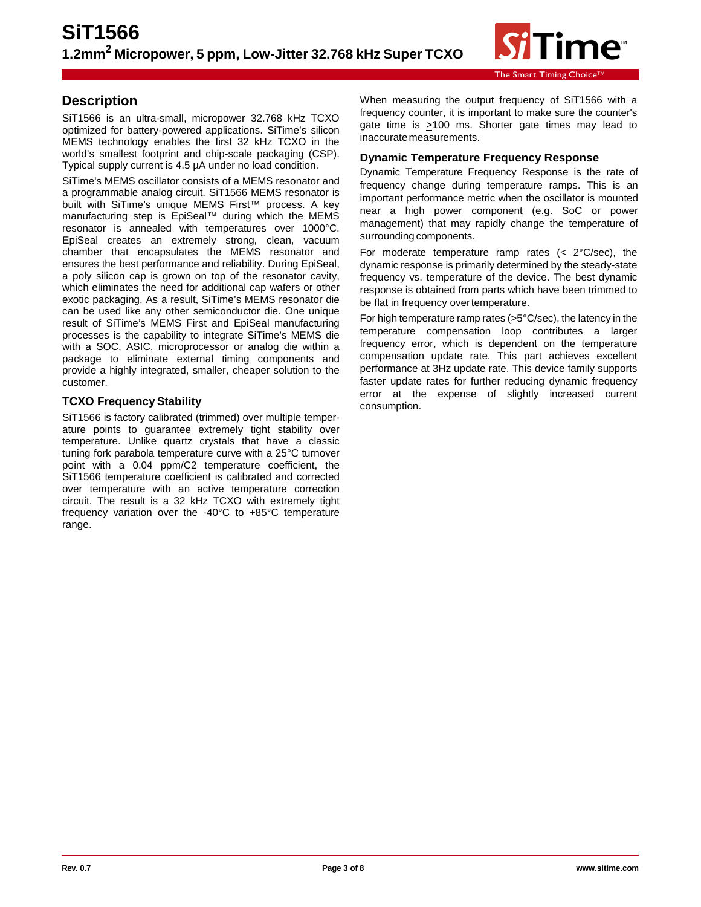## Description

SiT1566 is an ultra-small, micropower 32.768 kHz TCXO optimized for battery-powered applications. SiTime's silicon MEMS technology enables the first 32 kHz TCXO in the world's smallest footprint and chip-scale packaging (CSP). Typical supply current is 4.5 µA under no load condition.

SiTime's MEMS oscillator consists of a MEMS resonator and a programmable analog circuit. SiT1566 MEMS resonator is built with SiTime's unique MEMS First™ process. A key manufacturing step is EpiSeal™ during which the MEMS resonator is annealed with temperatures over 1000°C. EpiSeal creates an extremely strong, clean, vacuum chamber that encapsulates the MEMS resonator and ensures the best performance and reliability. During EpiSeal, a poly silicon cap is grown on top of the resonator cavity, which eliminates the need for additional cap wafers or other exotic packaging. As a result, SiTime's MEMS resonator die can be used like any other semiconductor die. One unique result of SiTime's MEMS First and EpiSeal manufacturing processes is the capability to integrate SiTime's MEMS die with a SOC, ASIC, microprocessor or analog die within a package to eliminate external timing components and provide a highly integrated, smaller, cheaper solution to the customer.

## TCXO Frequency Stability

SiT1566 is factory calibrated (trimmed) over multiple temperature points to guarantee extremely tight stability over temperature. Unlike quartz crystals that have a classic tuning fork parabola temperature curve with a 25°C turnover point with a 0.04 ppm/C2 temperature coefficient, the SiT1566 temperature coefficient is calibrated and corrected over temperature with an active temperature correction circuit. The result is a 32 kHz TCXO with extremely tight frequency variation over the -40°C to +85°C temperature range.

When measuring the output frequency of SiT1566 with a frequency counter, it is important to make sure the counter's gate time is ≥100 ms. Shorter gate times may lead to inaccurate measurements.

## Dynamic Temperature Frequency Response

Dynamic Temperature Frequency Response is the rate of frequency change during temperature ramps. This is an important performance metric when the oscillator is mounted near a high power component (e.g. SoC or power management) that may rapidly change the temperature of surrounding components.

For moderate temperature ramp rates (< 2°C/sec), the dynamic response is primarily determined by the steady-state frequency vs. temperature of the device. The best dynamic response is obtained from parts which have been trimmed to be flat in frequency over temperature.

For high temperature ramp rates (>5°C/sec), the latency in the temperature compensation loop contributes a larger frequency error, which is dependent on the temperature compensation update rate. This part achieves excellent performance at 3Hz update rate. This device family supports faster update rates for further reducing dynamic frequency error at the expense of slightly increased current consumption.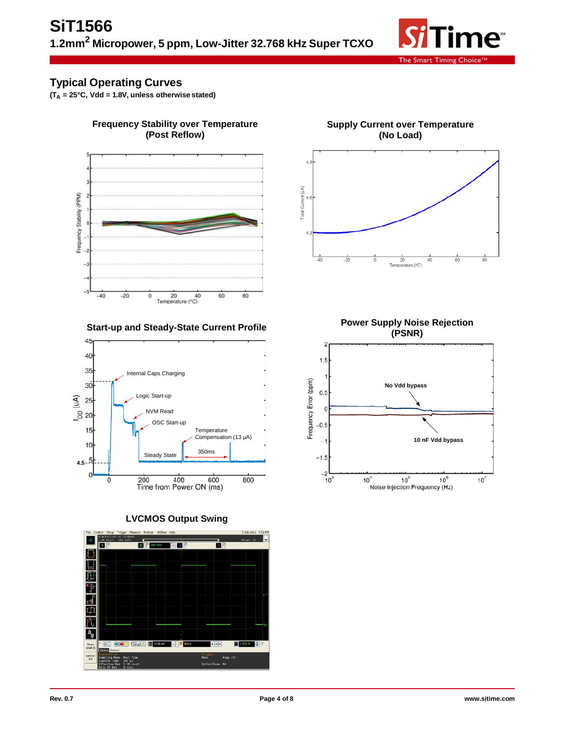## Typical Operating Curves

**($T_A$ = 25°C, Vdd = 1.8V, unless otherwise stated)**

**Frequency Stability over Temperature (Post Reflow)**

**Supply Current over Temperature (No Load)**

**Start-up and Steady-State Current Profile**

**Power Supply Noise Rejection (PSNR)**

**LVCMOS Output Swing**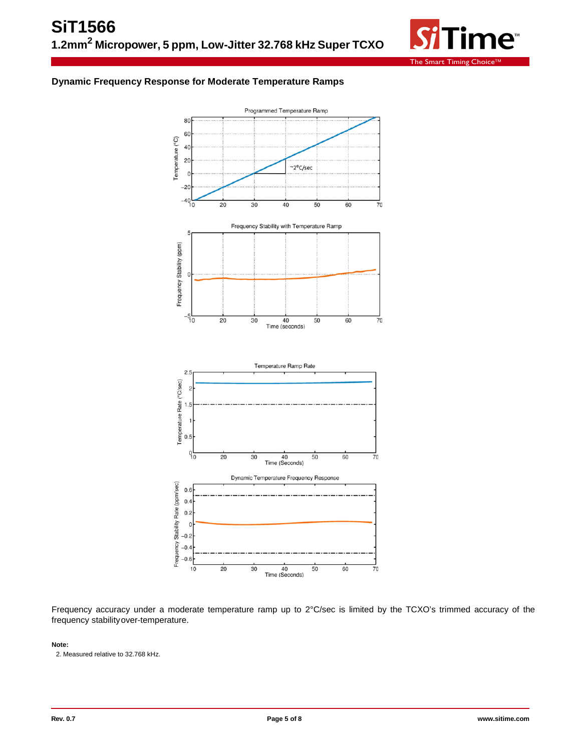### Dynamic Frequency Response for Moderate Temperature Ramps

Frequency accuracy under a moderate temperature ramp up to 2°C/sec is limited by the TCXO's trimmed accuracy of the frequency stability over-temperature.

**Note:**

2. Measured relative to 32.768 kHz.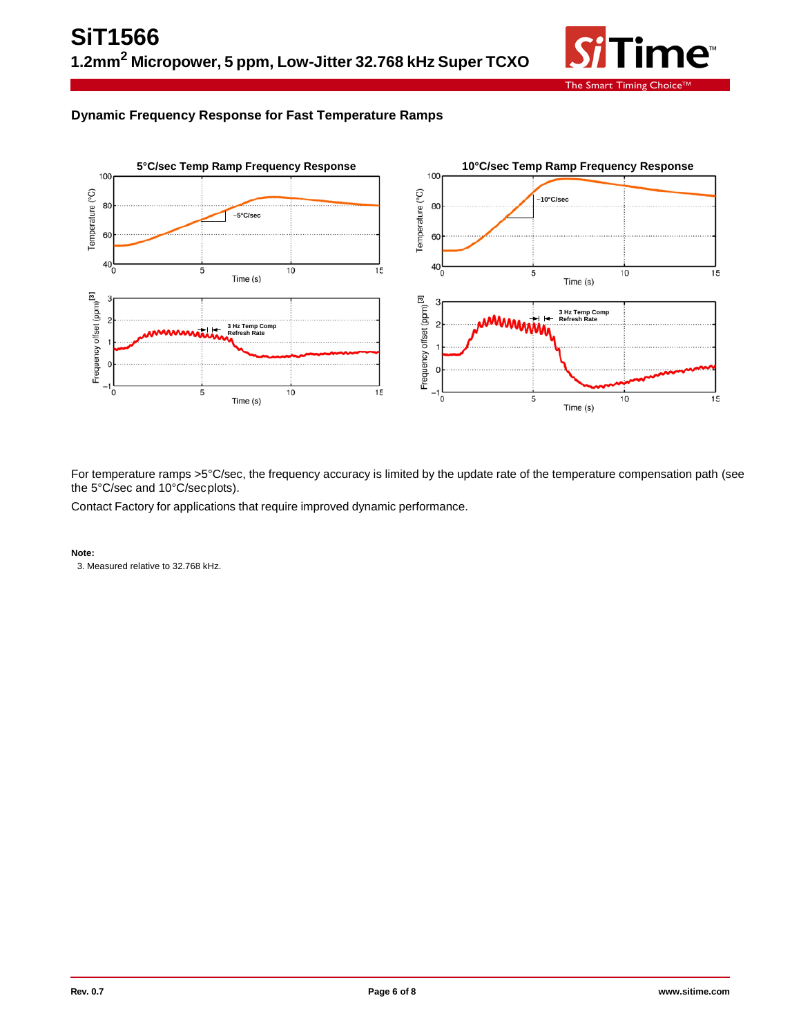## Dynamic Frequency Response for Fast Temperature Ramps

**5°C/sec Temp Ramp Frequency Response**

**10°C/sec Temp Ramp Frequency Response**

For temperature ramps >5°C/sec, the frequency accuracy is limited by the update rate of the temperature compensation path (see the 5°C/sec and 10°C/sec plots).

Contact Factory for applications that require improved dynamic performance.

**Note:**

3. Measured relative to 32.768 kHz.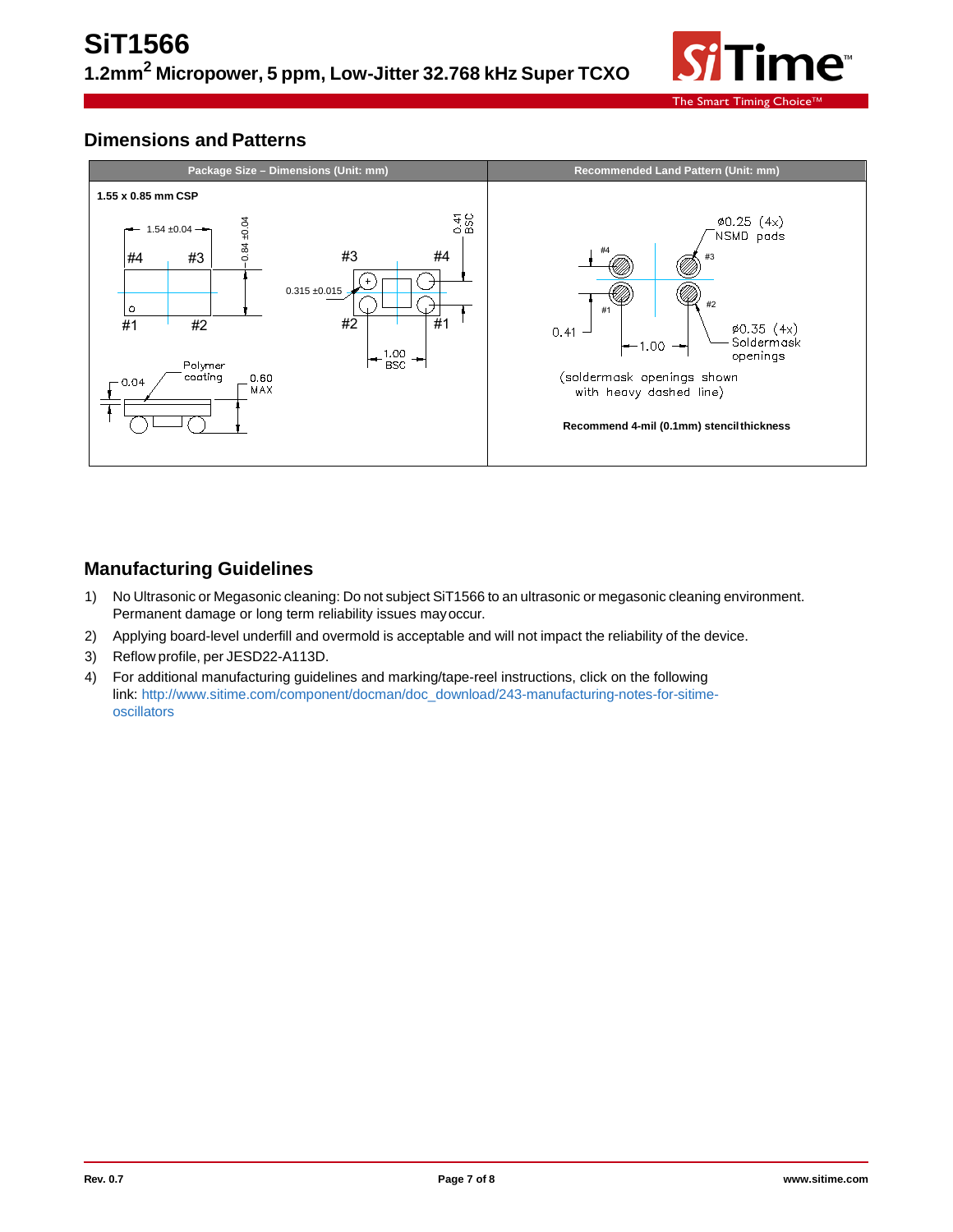## Dimensions and Patterns

| Package Size – Dimensions (Unit: mm) | Recommended Land Pattern (Unit: mm) |
|---|---|
| **1.55 x 0.85 mm CSP** | |
| 1.54 ±0.04, 0.84 ±0.04, 0.41 BSC, 0.315 ±0.015, 1.00 BSC, 0.04, Polymer coating, 0.60 MAX | ⌀0.25 (4x) NSMD pads, ⌀0.35 (4x) Soldermask openings, 0.41, 1.00 |
| | (soldermask openings shown with heavy dashed line) |
| | **Recommend 4-mil (0.1mm) stencil thickness** |

## Manufacturing Guidelines

1) No Ultrasonic or Megasonic cleaning: Do not subject SiT1566 to an ultrasonic or megasonic cleaning environment. Permanent damage or long term reliability issues may occur.
2) Applying board-level underfill and overmold is acceptable and will not impact the reliability of the device.
3) Reflow profile, per JESD22-A113D.
4) For additional manufacturing guidelines and marking/tape-reel instructions, click on the following link: http://www.sitime.com/component/docman/doc_download/243-manufacturing-notes-for-sitime-oscillators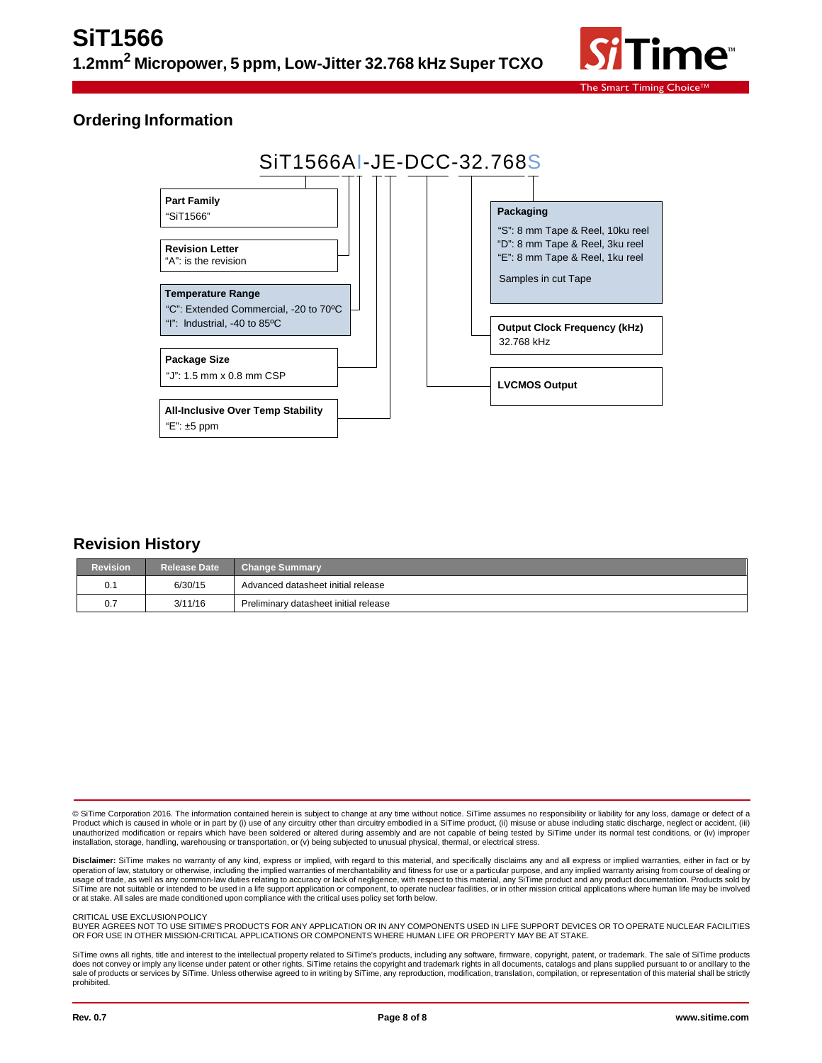## Ordering Information

SiT1566AI-JE-DCC-32.768S

**Part Family**
"SiT1566"

**Revision Letter**
"A": is the revision

**Temperature Range**
"C": Extended Commercial, -20 to 70ºC
"I": Industrial, -40 to 85ºC

**Package Size**
"J": 1.5 mm x 0.8 mm CSP

**All-Inclusive Over Temp Stability**
"E": ±5 ppm

**Packaging**
"S": 8 mm Tape & Reel, 10ku reel
"D": 8 mm Tape & Reel, 3ku reel
"E": 8 mm Tape & Reel, 1ku reel

Samples in cut Tape

**Output Clock Frequency (kHz)**
32.768 kHz

**LVCMOS Output**

## Revision History

| Revision | Release Date | Change Summary |
|---|---|---|
| 0.1 | 6/30/15 | Advanced datasheet initial release |
| 0.7 | 3/11/16 | Preliminary datasheet initial release |

© SiTime Corporation 2016. The information contained herein is subject to change at any time without notice. SiTime assumes no responsibility or liability for any loss, damage or defect of a Product which is caused in whole or in part by (i) use of any circuitry other than circuitry embodied in a SiTime product, (ii) misuse or abuse including static discharge, neglect or accident, (iii) unauthorized modification or repairs which have been soldered or altered during assembly and are not capable of being tested by SiTime under its normal test conditions, or (iv) improper installation, storage, handling, warehousing or transportation, or (v) being subjected to unusual physical, thermal, or electrical stress.

**Disclaimer:** SiTime makes no warranty of any kind, express or implied, with regard to this material, and specifically disclaims any and all express or implied warranties, either in fact or by operation of law, statutory or otherwise, including the implied warranties of merchantability and fitness for use or a particular purpose, and any implied warranty arising from course of dealing or usage of trade, as well as any common-law duties relating to accuracy or lack of negligence, with respect to this material, any SiTime product and any product documentation. Products sold by SiTime are not suitable or intended to be used in a life support application or component, to operate nuclear facilities, or in other mission critical applications where human life may be involved or at stake. All sales are made conditioned upon compliance with the critical uses policy set forth below.

CRITICAL USE EXCLUSION POLICY
BUYER AGREES NOT TO USE SITIME'S PRODUCTS FOR ANY APPLICATION OR IN ANY COMPONENTS USED IN LIFE SUPPORT DEVICES OR TO OPERATE NUCLEAR FACILITIES OR FOR USE IN OTHER MISSION-CRITICAL APPLICATIONS OR COMPONENTS WHERE HUMAN LIFE OR PROPERTY MAY BE AT STAKE.

SiTime owns all rights, title and interest to the intellectual property related to SiTime's products, including any software, firmware, copyright, patent, or trademark. The sale of SiTime products does not convey or imply any license under patent or other rights. SiTime retains the copyright and trademark rights in all documents, catalogs and plans supplied pursuant to or ancillary to the sale of products or services by SiTime. Unless otherwise agreed to in writing by SiTime, any reproduction, modification, translation, compilation, or representation of this material shall be strictly prohibited.